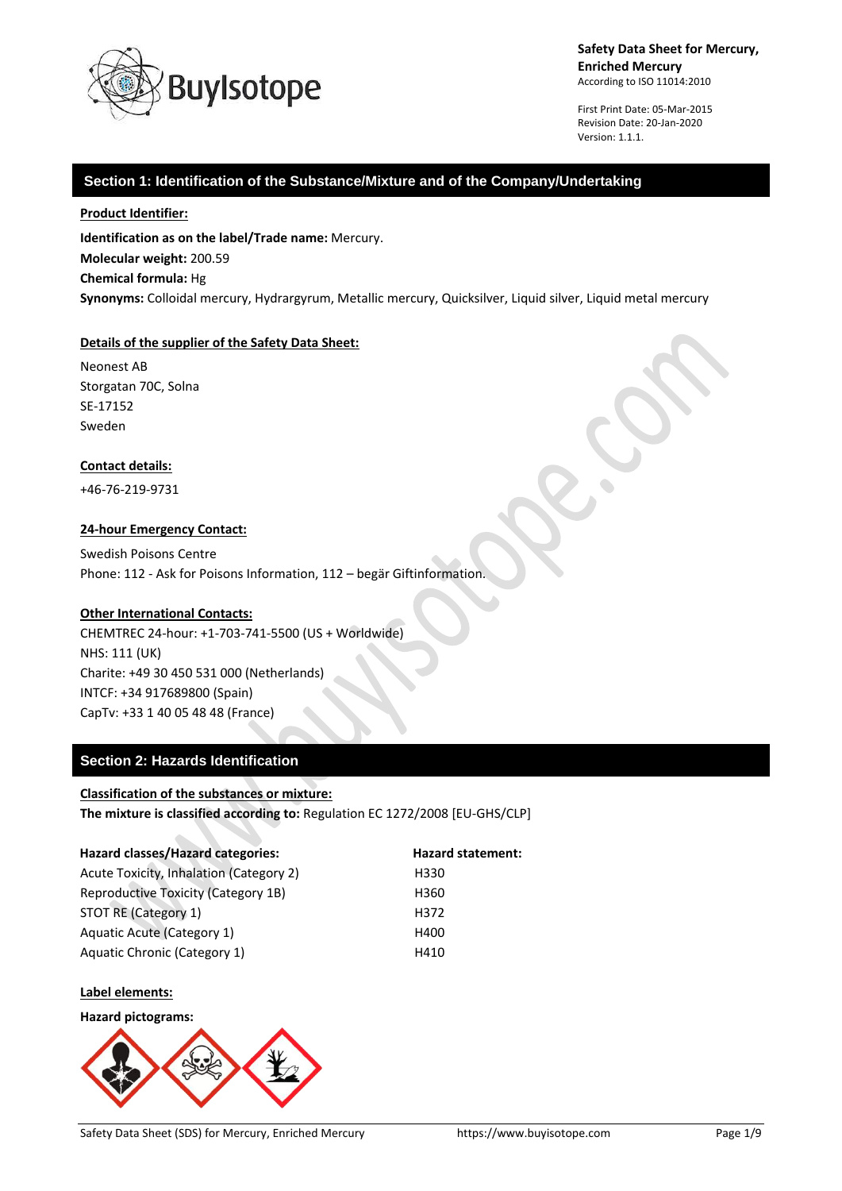**Safety Data Sheet for Mercury, Enriched Mercury**
According to ISO 11014:2010

First Print Date: 05-Mar-2015
Revision Date: 20-Jan-2020
Version: 1.1.1.

## Section 1: Identification of the Substance/Mixture and of the Company/Undertaking

**Product Identifier:**

**Identification as on the label/Trade name:** Mercury.
**Molecular weight:** 200.59
**Chemical formula:** Hg
**Synonyms:** Colloidal mercury, Hydrargyrum, Metallic mercury, Quicksilver, Liquid silver, Liquid metal mercury

**Details of the supplier of the Safety Data Sheet:**

Neonest AB
Storgatan 70C, Solna
SE-17152
Sweden

**Contact details:**

+46-76-219-9731

**24-hour Emergency Contact:**

Swedish Poisons Centre
Phone: 112 - Ask for Poisons Information, 112 – begär Giftinformation.

**Other International Contacts:**

CHEMTREC 24-hour: +1-703-741-5500 (US + Worldwide)
NHS: 111 (UK)
Charite: +49 30 450 531 000 (Netherlands)
INTCF: +34 917689800 (Spain)
CapTv: +33 1 40 05 48 48 (France)

## Section 2: Hazards Identification

**Classification of the substances or mixture:**
**The mixture is classified according to:** Regulation EC 1272/2008 [EU-GHS/CLP]

| Hazard classes/Hazard categories: | Hazard statement: |
|---|---|
| Acute Toxicity, Inhalation (Category 2) | H330 |
| Reproductive Toxicity (Category 1B) | H360 |
| STOT RE (Category 1) | H372 |
| Aquatic Acute (Category 1) | H400 |
| Aquatic Chronic (Category 1) | H410 |

**Label elements:**

**Hazard pictograms:**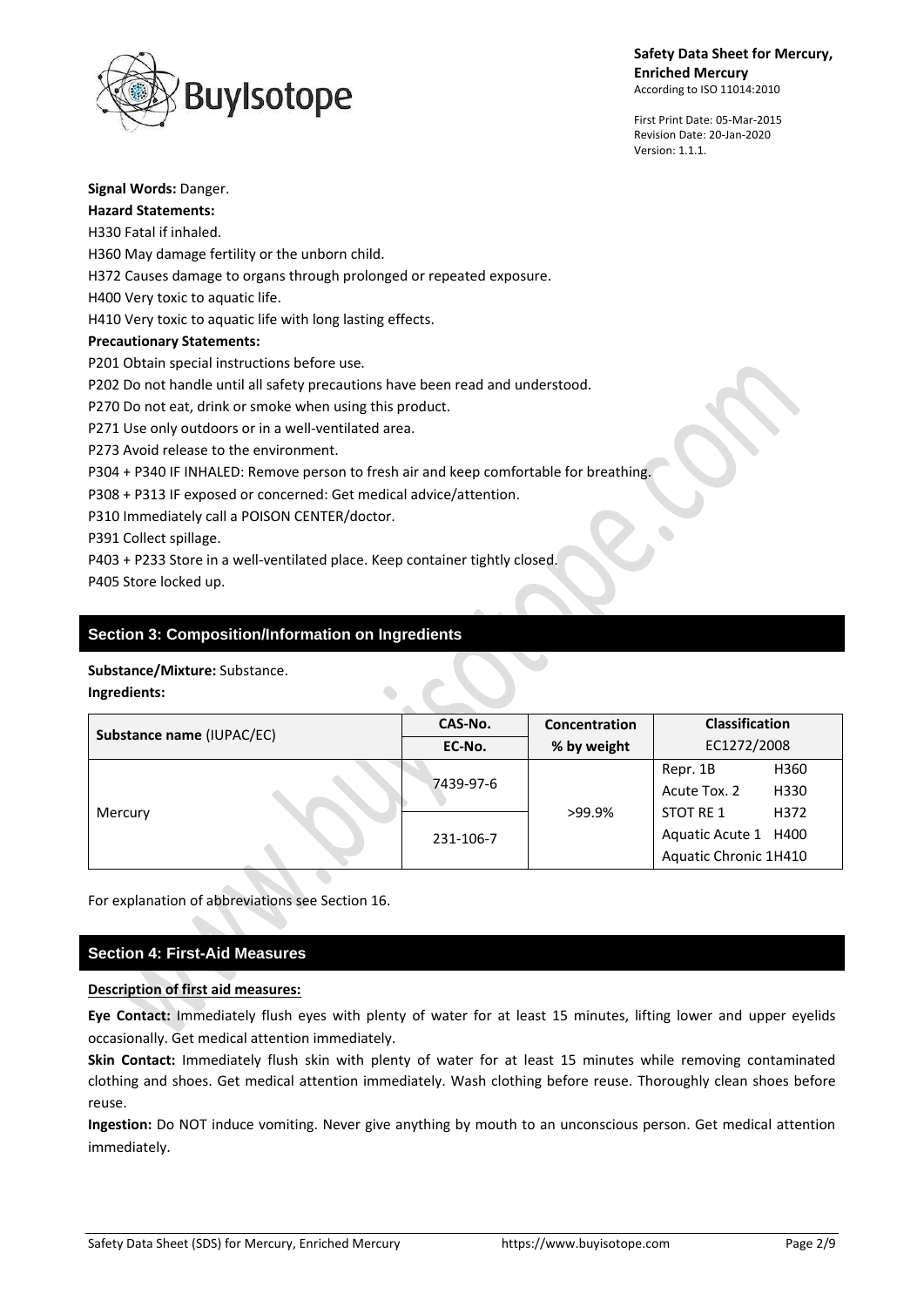**Signal Words:** Danger.

**Hazard Statements:**

H330 Fatal if inhaled.

H360 May damage fertility or the unborn child.

H372 Causes damage to organs through prolonged or repeated exposure.

H400 Very toxic to aquatic life.

H410 Very toxic to aquatic life with long lasting effects.

**Precautionary Statements:**

P201 Obtain special instructions before use.

P202 Do not handle until all safety precautions have been read and understood.

P270 Do not eat, drink or smoke when using this product.

P271 Use only outdoors or in a well-ventilated area.

P273 Avoid release to the environment.

P304 + P340 IF INHALED: Remove person to fresh air and keep comfortable for breathing.

P308 + P313 IF exposed or concerned: Get medical advice/attention.

P310 Immediately call a POISON CENTER/doctor.

P391 Collect spillage.

P403 + P233 Store in a well-ventilated place. Keep container tightly closed.

P405 Store locked up.

## Section 3: Composition/Information on Ingredients

**Substance/Mixture:** Substance.

**Ingredients:**

| Substance name (IUPAC/EC) | CAS-No. / EC-No. | Concentration % by weight | Classification EC1272/2008 | |
|---|---|---|---|---|
| Mercury | 7439-97-6 | >99.9% | Repr. 1B | H360 |
| | | | Acute Tox. 2 | H330 |
| | 231-106-7 | | STOT RE 1 | H372 |
| | | | Aquatic Acute 1 | H400 |
| | | | Aquatic Chronic 1 | H410 |

For explanation of abbreviations see Section 16.

## Section 4: First-Aid Measures

**Description of first aid measures:**

**Eye Contact:** Immediately flush eyes with plenty of water for at least 15 minutes, lifting lower and upper eyelids occasionally. Get medical attention immediately.

**Skin Contact:** Immediately flush skin with plenty of water for at least 15 minutes while removing contaminated clothing and shoes. Get medical attention immediately. Wash clothing before reuse. Thoroughly clean shoes before reuse.

**Ingestion:** Do NOT induce vomiting. Never give anything by mouth to an unconscious person. Get medical attention immediately.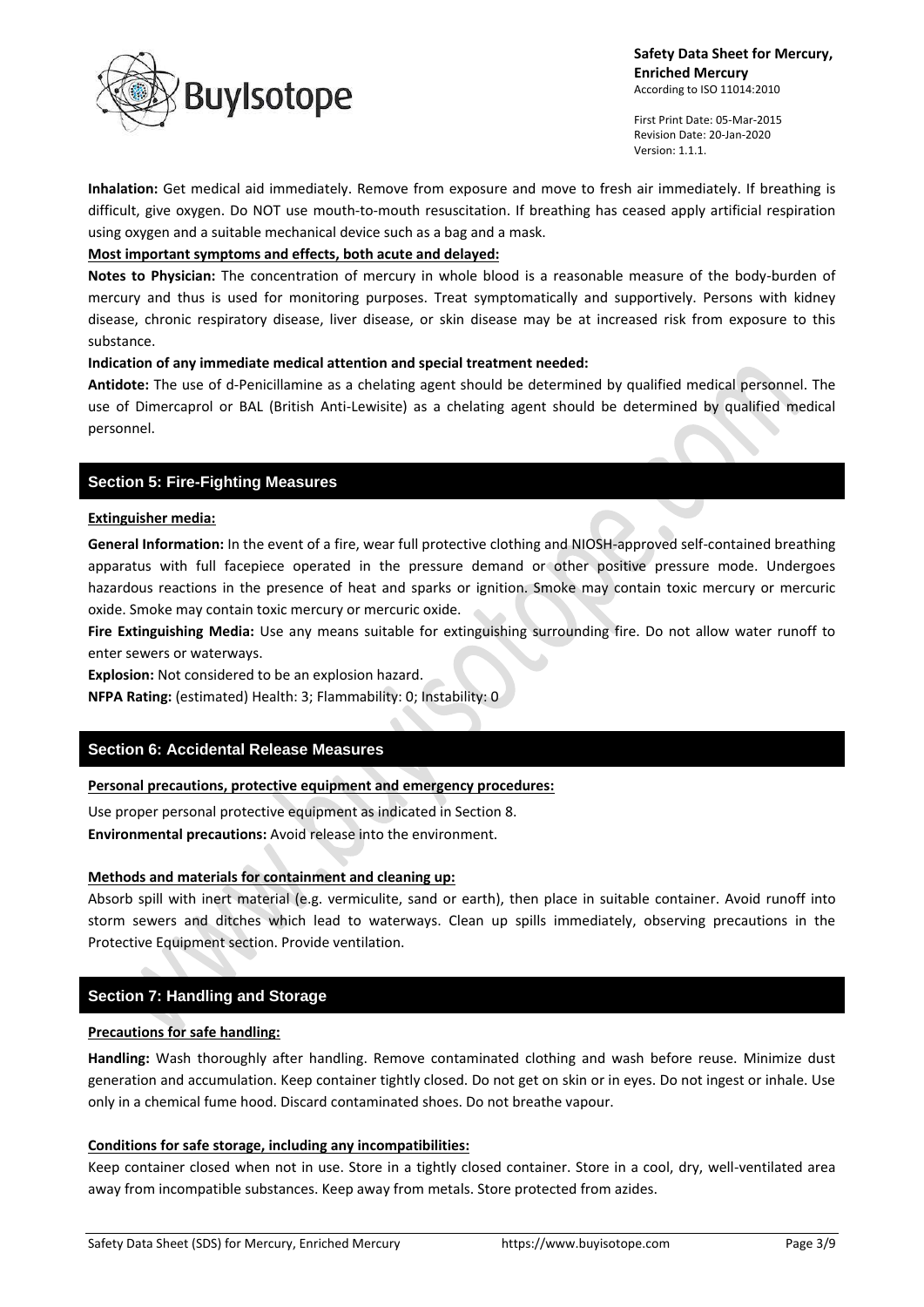**Inhalation:** Get medical aid immediately. Remove from exposure and move to fresh air immediately. If breathing is difficult, give oxygen. Do NOT use mouth-to-mouth resuscitation. If breathing has ceased apply artificial respiration using oxygen and a suitable mechanical device such as a bag and a mask.

**Most important symptoms and effects, both acute and delayed:**

**Notes to Physician:** The concentration of mercury in whole blood is a reasonable measure of the body-burden of mercury and thus is used for monitoring purposes. Treat symptomatically and supportively. Persons with kidney disease, chronic respiratory disease, liver disease, or skin disease may be at increased risk from exposure to this substance.

**Indication of any immediate medical attention and special treatment needed:**

**Antidote:** The use of d-Penicillamine as a chelating agent should be determined by qualified medical personnel. The use of Dimercaprol or BAL (British Anti-Lewisite) as a chelating agent should be determined by qualified medical personnel.

## Section 5: Fire-Fighting Measures

**Extinguisher media:**

**General Information:** In the event of a fire, wear full protective clothing and NIOSH-approved self-contained breathing apparatus with full facepiece operated in the pressure demand or other positive pressure mode. Undergoes hazardous reactions in the presence of heat and sparks or ignition. Smoke may contain toxic mercury or mercuric oxide. Smoke may contain toxic mercury or mercuric oxide.

**Fire Extinguishing Media:** Use any means suitable for extinguishing surrounding fire. Do not allow water runoff to enter sewers or waterways.

**Explosion:** Not considered to be an explosion hazard.

**NFPA Rating:** (estimated) Health: 3; Flammability: 0; Instability: 0

## Section 6: Accidental Release Measures

**Personal precautions, protective equipment and emergency procedures:**

Use proper personal protective equipment as indicated in Section 8.

**Environmental precautions:** Avoid release into the environment.

**Methods and materials for containment and cleaning up:**

Absorb spill with inert material (e.g. vermiculite, sand or earth), then place in suitable container. Avoid runoff into storm sewers and ditches which lead to waterways. Clean up spills immediately, observing precautions in the Protective Equipment section. Provide ventilation.

## Section 7: Handling and Storage

**Precautions for safe handling:**

**Handling:** Wash thoroughly after handling. Remove contaminated clothing and wash before reuse. Minimize dust generation and accumulation. Keep container tightly closed. Do not get on skin or in eyes. Do not ingest or inhale. Use only in a chemical fume hood. Discard contaminated shoes. Do not breathe vapour.

**Conditions for safe storage, including any incompatibilities:**

Keep container closed when not in use. Store in a tightly closed container. Store in a cool, dry, well-ventilated area away from incompatible substances. Keep away from metals. Store protected from azides.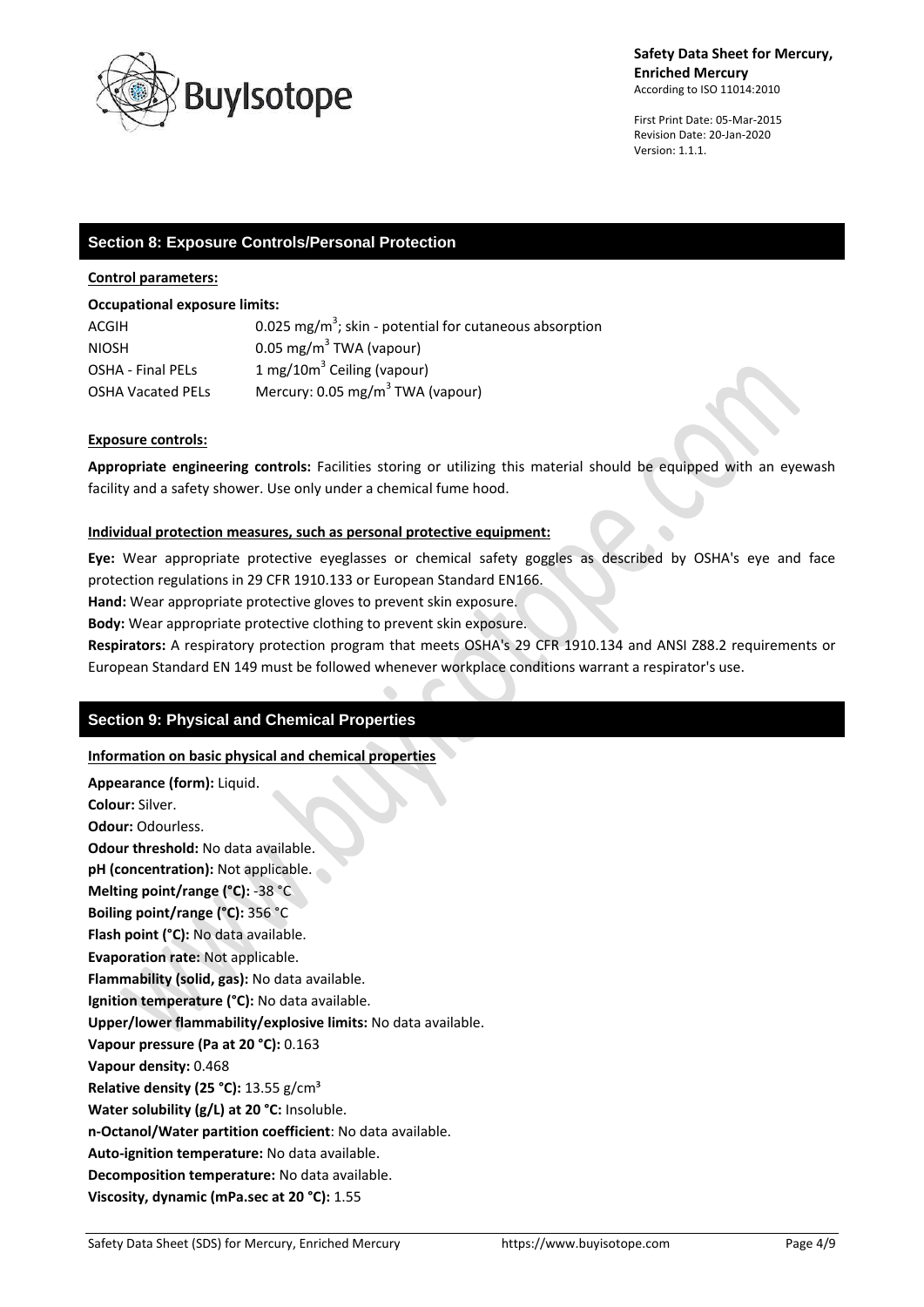## Section 8: Exposure Controls/Personal Protection

**Control parameters:**

**Occupational exposure limits:**

| | |
|---|---|
| ACGIH | 0.025 $mg/m^3$; skin - potential for cutaneous absorption |
| NIOSH | 0.05 $mg/m^3$ TWA (vapour) |
| OSHA - Final PELs | 1 $mg/10m^3$ Ceiling (vapour) |
| OSHA Vacated PELs | Mercury: 0.05 $mg/m^3$ TWA (vapour) |

**Exposure controls:**

**Appropriate engineering controls:** Facilities storing or utilizing this material should be equipped with an eyewash facility and a safety shower. Use only under a chemical fume hood.

**Individual protection measures, such as personal protective equipment:**

**Eye:** Wear appropriate protective eyeglasses or chemical safety goggles as described by OSHA's eye and face protection regulations in 29 CFR 1910.133 or European Standard EN166.

**Hand:** Wear appropriate protective gloves to prevent skin exposure.

**Body:** Wear appropriate protective clothing to prevent skin exposure.

**Respirators:** A respiratory protection program that meets OSHA's 29 CFR 1910.134 and ANSI Z88.2 requirements or European Standard EN 149 must be followed whenever workplace conditions warrant a respirator's use.

## Section 9: Physical and Chemical Properties

**Information on basic physical and chemical properties**

**Appearance (form):** Liquid.
**Colour:** Silver.
**Odour:** Odourless.
**Odour threshold:** No data available.
**pH (concentration):** Not applicable.
**Melting point/range (°C):** -38 °C
**Boiling point/range (°C):** 356 °C
**Flash point (°C):** No data available.
**Evaporation rate:** Not applicable.
**Flammability (solid, gas):** No data available.
**Ignition temperature (°C):** No data available.
**Upper/lower flammability/explosive limits:** No data available.
**Vapour pressure (Pa at 20 °C):** 0.163
**Vapour density:** 0.468
**Relative density (25 °C):** 13.55 $g/cm^3$
**Water solubility (g/L) at 20 °C:** Insoluble.
**n-Octanol/Water partition coefficient**: No data available.
**Auto-ignition temperature:** No data available.
**Decomposition temperature:** No data available.
**Viscosity, dynamic (mPa.sec at 20 °C):** 1.55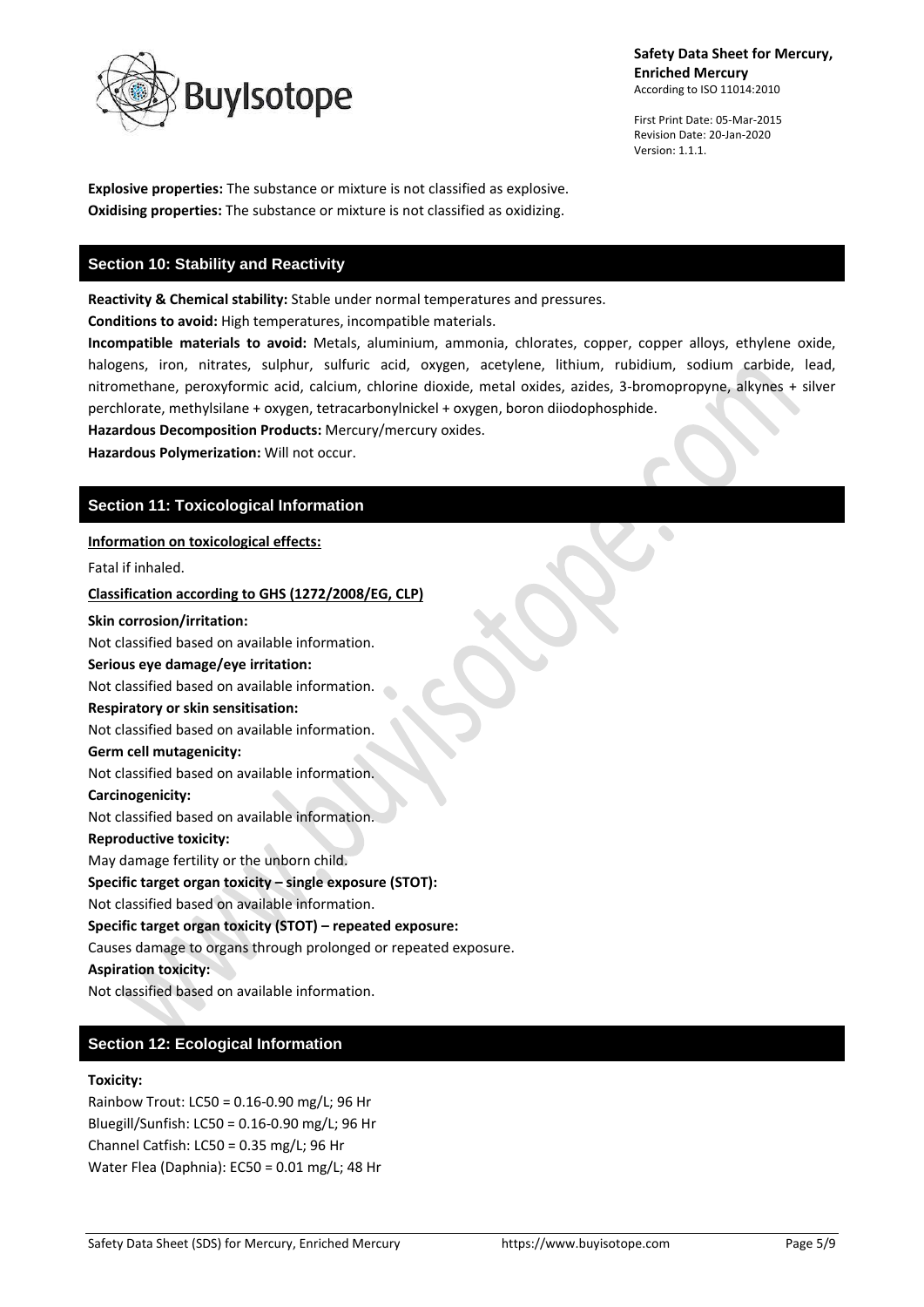**Explosive properties:** The substance or mixture is not classified as explosive.
**Oxidising properties:** The substance or mixture is not classified as oxidizing.

## Section 10: Stability and Reactivity

**Reactivity & Chemical stability:** Stable under normal temperatures and pressures.

**Conditions to avoid:** High temperatures, incompatible materials.

**Incompatible materials to avoid:** Metals, aluminium, ammonia, chlorates, copper, copper alloys, ethylene oxide, halogens, iron, nitrates, sulphur, sulfuric acid, oxygen, acetylene, lithium, rubidium, sodium carbide, lead, nitromethane, peroxyformic acid, calcium, chlorine dioxide, metal oxides, azides, 3-bromopropyne, alkynes + silver perchlorate, methylsilane + oxygen, tetracarbonylnickel + oxygen, boron diiodophosphide.

**Hazardous Decomposition Products:** Mercury/mercury oxides.

**Hazardous Polymerization:** Will not occur.

## Section 11: Toxicological Information

**Information on toxicological effects:**

Fatal if inhaled.

**Classification according to GHS (1272/2008/EG, CLP)**

**Skin corrosion/irritation:**
Not classified based on available information.

**Serious eye damage/eye irritation:**
Not classified based on available information.

**Respiratory or skin sensitisation:**
Not classified based on available information.

**Germ cell mutagenicity:**
Not classified based on available information.

**Carcinogenicity:**
Not classified based on available information.

**Reproductive toxicity:**
May damage fertility or the unborn child.

**Specific target organ toxicity – single exposure (STOT):**
Not classified based on available information.

**Specific target organ toxicity (STOT) – repeated exposure:**
Causes damage to organs through prolonged or repeated exposure.

**Aspiration toxicity:**
Not classified based on available information.

## Section 12: Ecological Information

**Toxicity:**

Rainbow Trout: LC50 = 0.16-0.90 mg/L; 96 Hr
Bluegill/Sunfish: LC50 = 0.16-0.90 mg/L; 96 Hr
Channel Catfish: LC50 = 0.35 mg/L; 96 Hr
Water Flea (Daphnia): EC50 = 0.01 mg/L; 48 Hr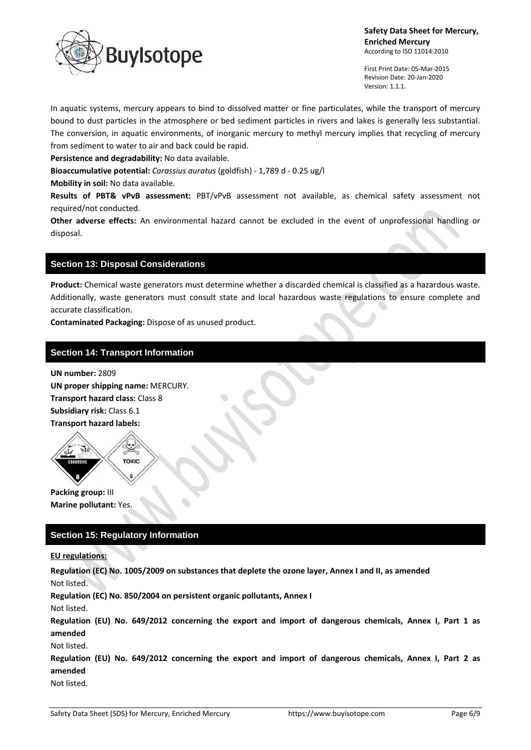In aquatic systems, mercury appears to bind to dissolved matter or fine particulates, while the transport of mercury bound to dust particles in the atmosphere or bed sediment particles in rivers and lakes is generally less substantial. The conversion, in aquatic environments, of inorganic mercury to methyl mercury implies that recycling of mercury from sediment to water to air and back could be rapid.

**Persistence and degradability:** No data available.

**Bioaccumulative potential:** *Carassius auratus* (goldfish) - 1,789 d - 0.25 ug/l

**Mobility in soil:** No data available.

**Results of PBT& vPvB assessment:** PBT/vPvB assessment not available, as chemical safety assessment not required/not conducted.

**Other adverse effects:** An environmental hazard cannot be excluded in the event of unprofessional handling or disposal.

## Section 13: Disposal Considerations

**Product:** Chemical waste generators must determine whether a discarded chemical is classified as a hazardous waste. Additionally, waste generators must consult state and local hazardous waste regulations to ensure complete and accurate classification.

**Contaminated Packaging:** Dispose of as unused product.

## Section 14: Transport Information

**UN number:** 2809

**UN proper shipping name:** MERCURY.

**Transport hazard class:** Class 8

**Subsidiary risk:** Class 6.1

**Transport hazard labels:**

**Packing group:** III

**Marine pollutant:** Yes.

## Section 15: Regulatory Information

**EU regulations:**

**Regulation (EC) No. 1005/2009 on substances that deplete the ozone layer, Annex I and II, as amended**

Not listed.

**Regulation (EC) No. 850/2004 on persistent organic pollutants, Annex I**

Not listed.

**Regulation (EU) No. 649/2012 concerning the export and import of dangerous chemicals, Annex I, Part 1 as amended**

Not listed.

**Regulation (EU) No. 649/2012 concerning the export and import of dangerous chemicals, Annex I, Part 2 as amended**

Not listed.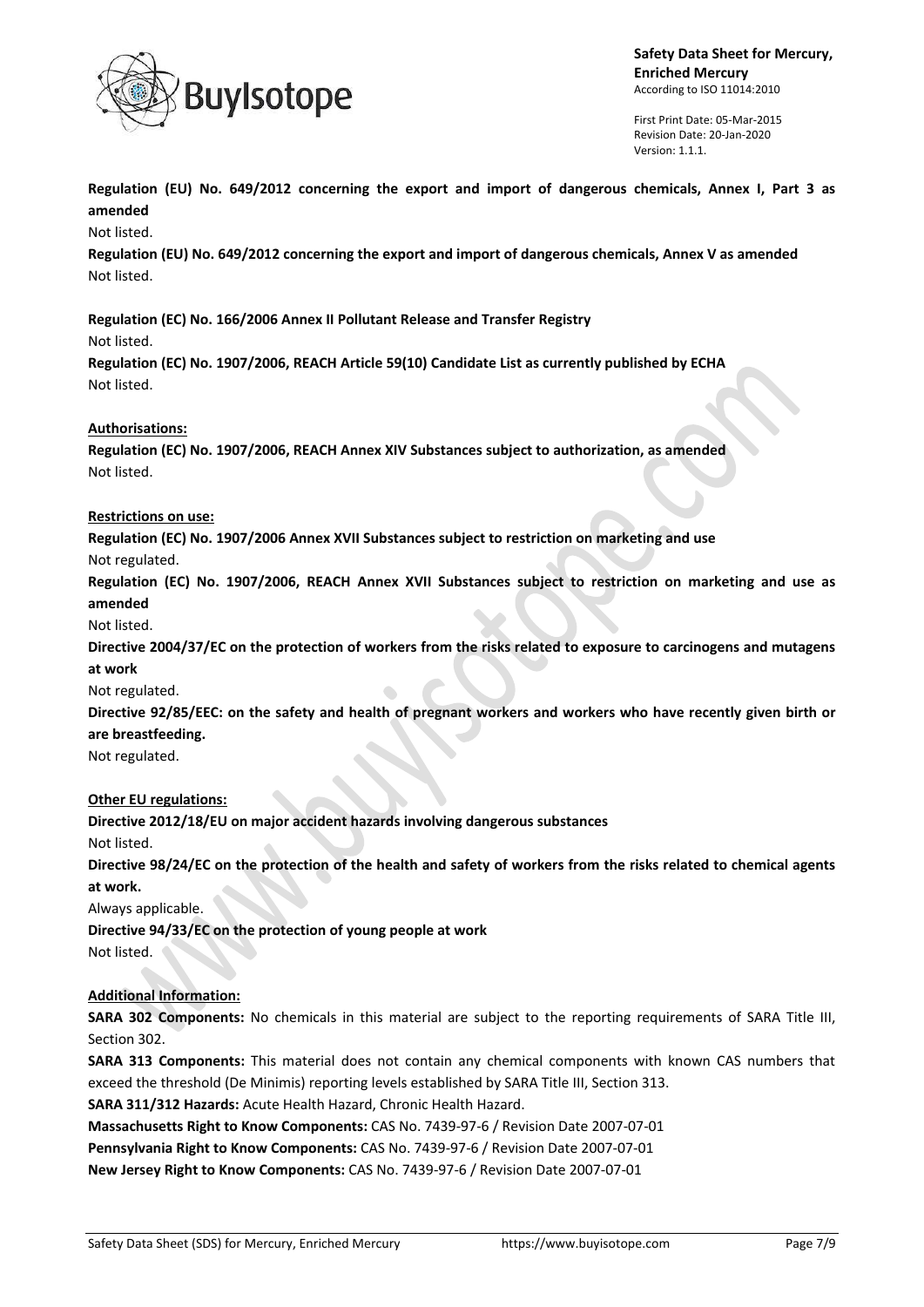**Regulation (EU) No. 649/2012 concerning the export and import of dangerous chemicals, Annex I, Part 3 as amended**

Not listed.

**Regulation (EU) No. 649/2012 concerning the export and import of dangerous chemicals, Annex V as amended**

Not listed.

**Regulation (EC) No. 166/2006 Annex II Pollutant Release and Transfer Registry**

Not listed.

**Regulation (EC) No. 1907/2006, REACH Article 59(10) Candidate List as currently published by ECHA**

Not listed.

**Authorisations:**

**Regulation (EC) No. 1907/2006, REACH Annex XIV Substances subject to authorization, as amended**

Not listed.

**Restrictions on use:**

**Regulation (EC) No. 1907/2006 Annex XVII Substances subject to restriction on marketing and use**

Not regulated.

**Regulation (EC) No. 1907/2006, REACH Annex XVII Substances subject to restriction on marketing and use as amended**

Not listed.

**Directive 2004/37/EC on the protection of workers from the risks related to exposure to carcinogens and mutagens at work**

Not regulated.

**Directive 92/85/EEC: on the safety and health of pregnant workers and workers who have recently given birth or are breastfeeding.**

Not regulated.

**Other EU regulations:**

**Directive 2012/18/EU on major accident hazards involving dangerous substances**

Not listed.

**Directive 98/24/EC on the protection of the health and safety of workers from the risks related to chemical agents at work.**

Always applicable.

**Directive 94/33/EC on the protection of young people at work**

Not listed.

**Additional Information:**

**SARA 302 Components:** No chemicals in this material are subject to the reporting requirements of SARA Title III, Section 302.

**SARA 313 Components:** This material does not contain any chemical components with known CAS numbers that exceed the threshold (De Minimis) reporting levels established by SARA Title III, Section 313.

**SARA 311/312 Hazards:** Acute Health Hazard, Chronic Health Hazard.

**Massachusetts Right to Know Components:** CAS No. 7439-97-6 / Revision Date 2007-07-01

**Pennsylvania Right to Know Components:** CAS No. 7439-97-6 / Revision Date 2007-07-01

**New Jersey Right to Know Components:** CAS No. 7439-97-6 / Revision Date 2007-07-01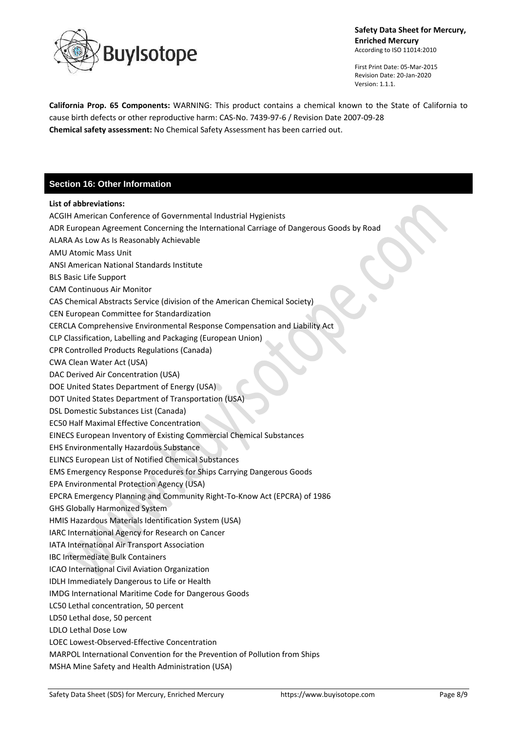**California Prop. 65 Components:** WARNING: This product contains a chemical known to the State of California to cause birth defects or other reproductive harm: CAS-No. 7439-97-6 / Revision Date 2007-09-28
**Chemical safety assessment:** No Chemical Safety Assessment has been carried out.

## Section 16: Other Information

**List of abbreviations:**

ACGIH American Conference of Governmental Industrial Hygienists
ADR European Agreement Concerning the International Carriage of Dangerous Goods by Road
ALARA As Low As Is Reasonably Achievable
AMU Atomic Mass Unit
ANSI American National Standards Institute
BLS Basic Life Support
CAM Continuous Air Monitor
CAS Chemical Abstracts Service (division of the American Chemical Society)
CEN European Committee for Standardization
CERCLA Comprehensive Environmental Response Compensation and Liability Act
CLP Classification, Labelling and Packaging (European Union)
CPR Controlled Products Regulations (Canada)
CWA Clean Water Act (USA)
DAC Derived Air Concentration (USA)
DOE United States Department of Energy (USA)
DOT United States Department of Transportation (USA)
DSL Domestic Substances List (Canada)
EC50 Half Maximal Effective Concentration
EINECS European Inventory of Existing Commercial Chemical Substances
EHS Environmentally Hazardous Substance
ELINCS European List of Notified Chemical Substances
EMS Emergency Response Procedures for Ships Carrying Dangerous Goods
EPA Environmental Protection Agency (USA)
EPCRA Emergency Planning and Community Right-To-Know Act (EPCRA) of 1986
GHS Globally Harmonized System
HMIS Hazardous Materials Identification System (USA)
IARC International Agency for Research on Cancer
IATA International Air Transport Association
IBC Intermediate Bulk Containers
ICAO International Civil Aviation Organization
IDLH Immediately Dangerous to Life or Health
IMDG International Maritime Code for Dangerous Goods
LC50 Lethal concentration, 50 percent
LD50 Lethal dose, 50 percent
LDLO Lethal Dose Low
LOEC Lowest-Observed-Effective Concentration
MARPOL International Convention for the Prevention of Pollution from Ships
MSHA Mine Safety and Health Administration (USA)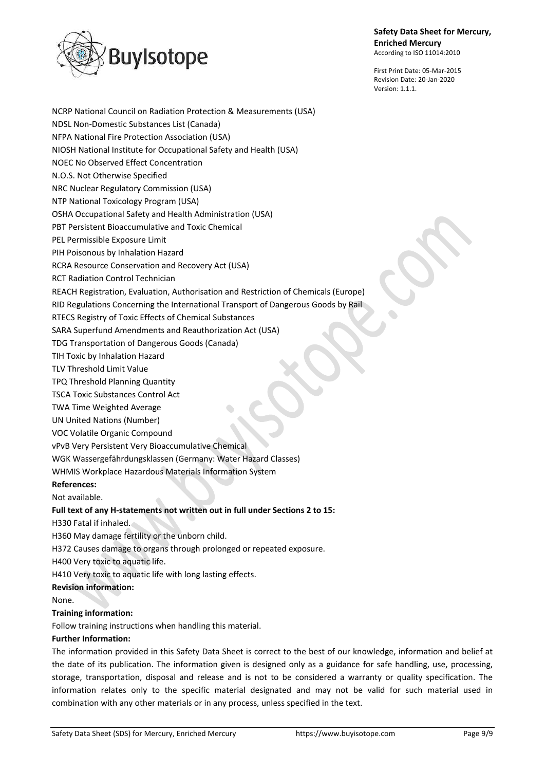NCRP National Council on Radiation Protection & Measurements (USA)
NDSL Non-Domestic Substances List (Canada)
NFPA National Fire Protection Association (USA)
NIOSH National Institute for Occupational Safety and Health (USA)
NOEC No Observed Effect Concentration
N.O.S. Not Otherwise Specified
NRC Nuclear Regulatory Commission (USA)
NTP National Toxicology Program (USA)
OSHA Occupational Safety and Health Administration (USA)
PBT Persistent Bioaccumulative and Toxic Chemical
PEL Permissible Exposure Limit
PIH Poisonous by Inhalation Hazard
RCRA Resource Conservation and Recovery Act (USA)
RCT Radiation Control Technician
REACH Registration, Evaluation, Authorisation and Restriction of Chemicals (Europe)
RID Regulations Concerning the International Transport of Dangerous Goods by Rail
RTECS Registry of Toxic Effects of Chemical Substances
SARA Superfund Amendments and Reauthorization Act (USA)
TDG Transportation of Dangerous Goods (Canada)
TIH Toxic by Inhalation Hazard
TLV Threshold Limit Value
TPQ Threshold Planning Quantity
TSCA Toxic Substances Control Act
TWA Time Weighted Average
UN United Nations (Number)
VOC Volatile Organic Compound
vPvB Very Persistent Very Bioaccumulative Chemical
WGK Wassergefährdungsklassen (Germany: Water Hazard Classes)
WHMIS Workplace Hazardous Materials Information System

**References:**

Not available.

**Full text of any H-statements not written out in full under Sections 2 to 15:**

H330 Fatal if inhaled.
H360 May damage fertility or the unborn child.
H372 Causes damage to organs through prolonged or repeated exposure.
H400 Very toxic to aquatic life.
H410 Very toxic to aquatic life with long lasting effects.

**Revision information:**

None.

**Training information:**

Follow training instructions when handling this material.

**Further Information:**

The information provided in this Safety Data Sheet is correct to the best of our knowledge, information and belief at the date of its publication. The information given is designed only as a guidance for safe handling, use, processing, storage, transportation, disposal and release and is not to be considered a warranty or quality specification. The information relates only to the specific material designated and may not be valid for such material used in combination with any other materials or in any process, unless specified in the text.